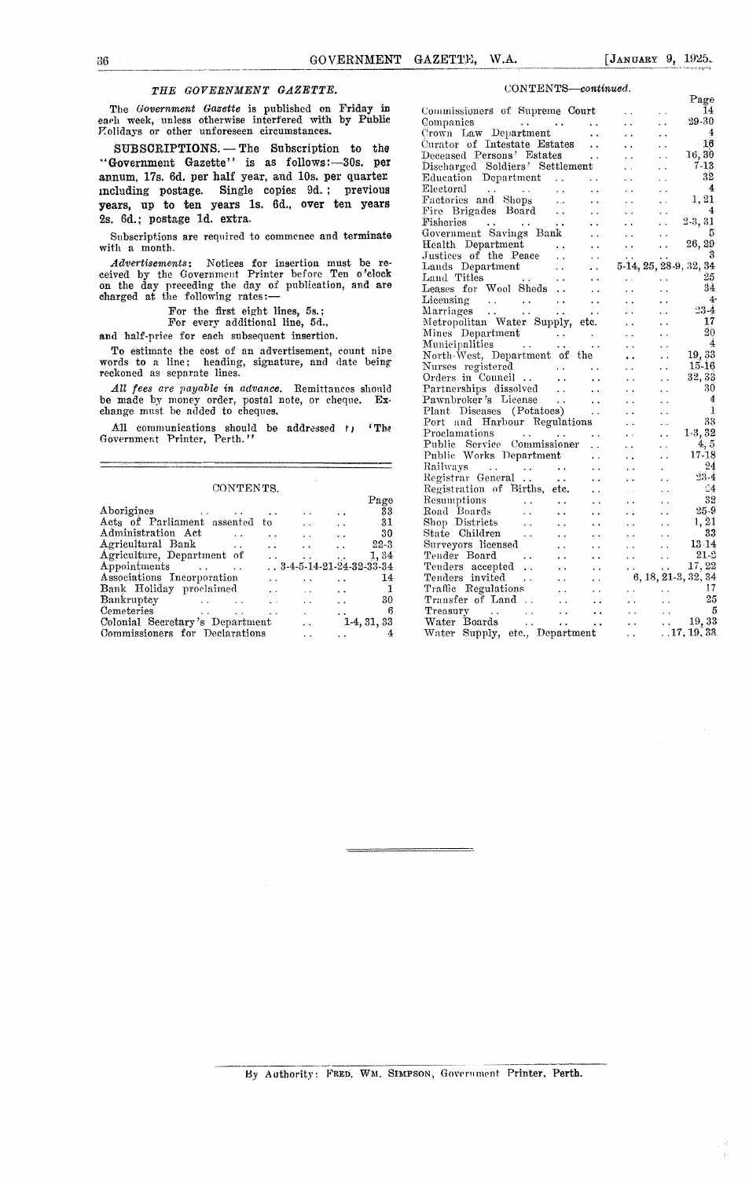## THE GOVERNMENT GAZETTE.

The *Government Gazette* is published on Friday in each week, unless otherwise interfered with by Public Holidays or other unforeseen circumstances.

**SUBSCRIPTIONS.— The Subscription to the "Government Gazette" is as follows:—30s. per annum, 17s. 6d. per half year, and 10s. per quarter including postage. Single copies 9d.; previous years, up to ten years 1s. 6d., over ten years 2s. 6d.; postage 1d. extra.**

Subscriptions are required to commence and terminate with a month.

*Advertisements*: Notices for insertion must be received by the Government Printer before Ten o'clock on the day preceding the day of publication, and are charged at the following rates:—

For the first eight lines, 5s.;
For every additional line, 5d.,

and half-price for each subsequent insertion.

To estimate the cost of an advertisement, count nine words to a line; heading, signature, and date being reckoned as separate lines.

*All fees are payable in advance.* Remittances should be made by money order, postal note, or cheque. Exchange must be added to cheques.

All communications should be addressed to 'The Government Printer, Perth.''

## CONTENTS.

| | Page |
|---|---|
| Aborigines | 33 |
| Acts of Parliament assented to | 31 |
| Administration Act | 30 |
| Agricultural Bank | 22-3 |
| Agriculture, Department of | 1, 34 |
| Appointments | 3-4-5-14-21-24-32-33-34 |
| Associations Incorporation | 14 |
| Bank Holiday proclaimed | 1 |
| Bankruptcy | 30 |
| Cemeteries | 6 |
| Colonial Secretary's Department | 1-4, 31, 33 |
| Commissioners for Declarations | 4 |
| Commissioners of Supreme Court | 14 |
| Companies | 29-30 |
| Crown Law Department | 4 |
| Curator of Intestate Estates | 16 |
| Deceased Persons' Estates | 16, 30 |
| Discharged Soldiers' Settlement | 7-13 |
| Education Department | 32 |
| Electoral | 4 |
| Factories and Shops | 1, 21 |
| Fire Brigades Board | 4 |
| Fisheries | 2-3, 31 |
| Government Savings Bank | 5 |
| Health Department | 26, 29 |
| Justices of the Peace | 3 |
| Lands Department | 5-14, 25, 28-9, 32, 34 |
| Land Titles | 25 |
| Leases for Wool Sheds | 34 |
| Licensing | 4 |
| Marriages | 23-4 |
| Metropolitan Water Supply, etc. | 17 |
| Mines Department | 20 |
| Municipalities | 4 |
| North-West, Department of the | 19, 33 |
| Nurses registered | 15-16 |
| Orders in Council | 32, 33 |
| Partnerships dissolved | 30 |
| Pawnbroker's License | 4 |
| Plant Diseases (Potatoes) | 1 |
| Port and Harbour Regulations | 33 |
| Proclamations | 1-3, 32 |
| Public Service Commissioner | 4, 5 |
| Public Works Department | 17-18 |
| Railways | 24 |
| Registrar General | 23-4 |
| Registration of Births, etc. | 24 |
| Resumptions | 32 |
| Road Boards | 25-9 |
| Shop Districts | 1, 21 |
| State Children | 33 |
| Surveyors licensed | 13-14 |
| Tender Board | 21-2 |
| Tenders accepted | 17, 22 |
| Tenders invited | 6, 18, 21-3, 32, 34 |
| Traffic Regulations | 17 |
| Transfer of Land | 25 |
| Treasury | 5 |
| Water Boards | 19, 33 |
| Water Supply, etc., Department | 17, 19, 33 |

By Authority: FRED. WM. SIMPSON, Government Printer, Perth.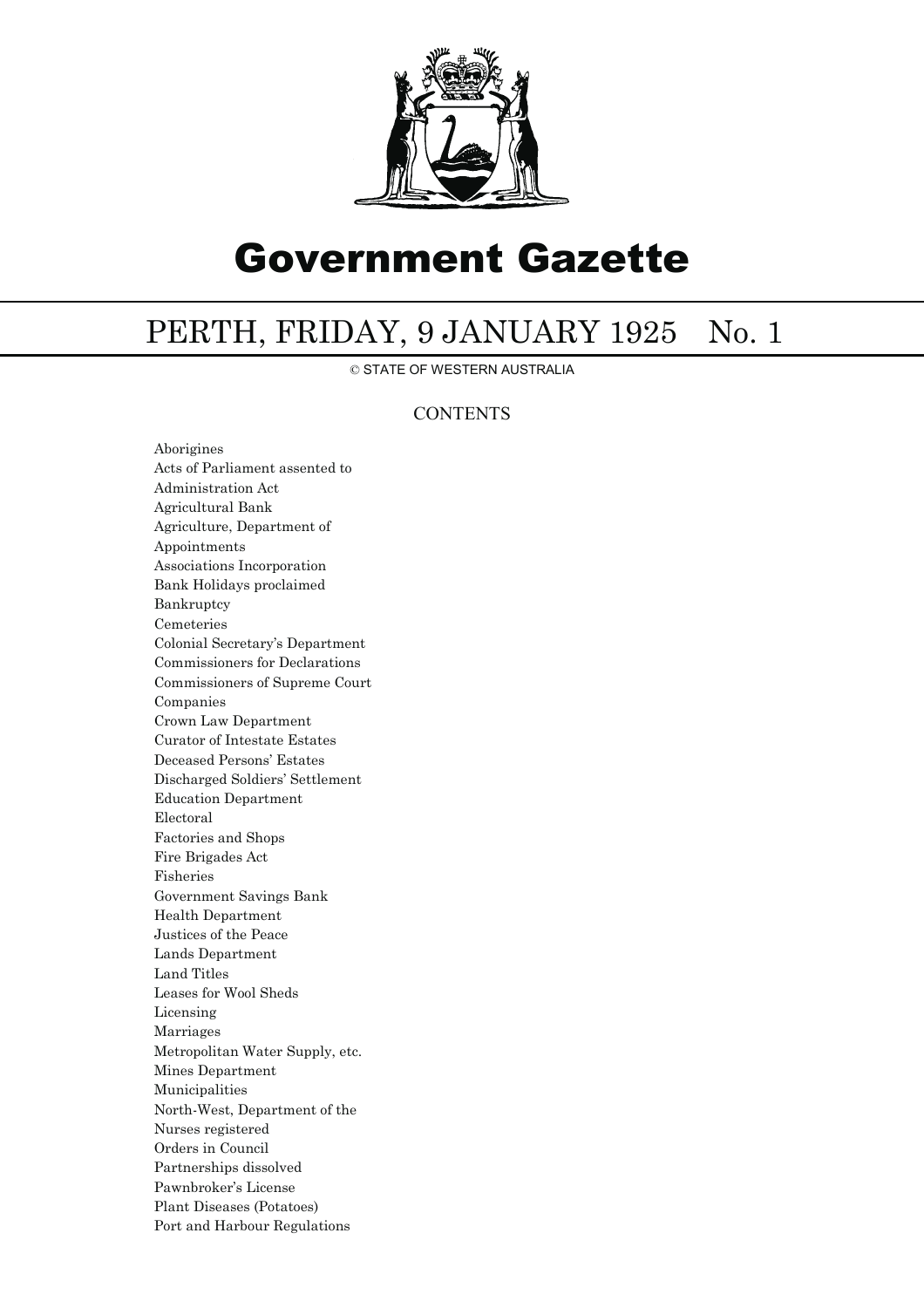# Government Gazette

## PERTH, FRIDAY, 9 JANUARY 1925 No. 1

© STATE OF WESTERN AUSTRALIA

### CONTENTS

Aborigines
Acts of Parliament assented to
Administration Act
Agricultural Bank
Agriculture, Department of
Appointments
Associations Incorporation
Bank Holidays proclaimed
Bankruptcy
Cemeteries
Colonial Secretary's Department
Commissioners for Declarations
Commissioners of Supreme Court
Companies
Crown Law Department
Curator of Intestate Estates
Deceased Persons' Estates
Discharged Soldiers' Settlement
Education Department
Electoral
Factories and Shops
Fire Brigades Act
Fisheries
Government Savings Bank
Health Department
Justices of the Peace
Lands Department
Land Titles
Leases for Wool Sheds
Licensing
Marriages
Metropolitan Water Supply, etc.
Mines Department
Municipalities
North-West, Department of the
Nurses registered
Orders in Council
Partnerships dissolved
Pawnbroker's License
Plant Diseases (Potatoes)
Port and Harbour Regulations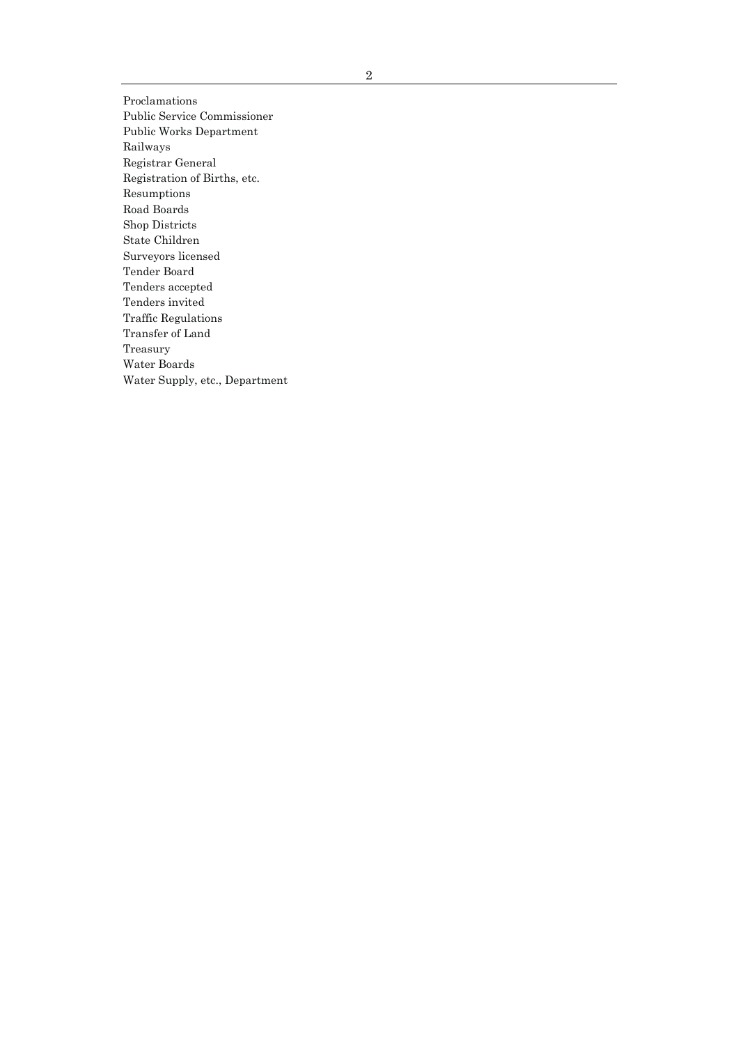Proclamations
Public Service Commissioner
Public Works Department
Railways
Registrar General
Registration of Births, etc.
Resumptions
Road Boards
Shop Districts
State Children
Surveyors licensed
Tender Board
Tenders accepted
Tenders invited
Traffic Regulations
Transfer of Land
Treasury
Water Boards
Water Supply, etc., Department